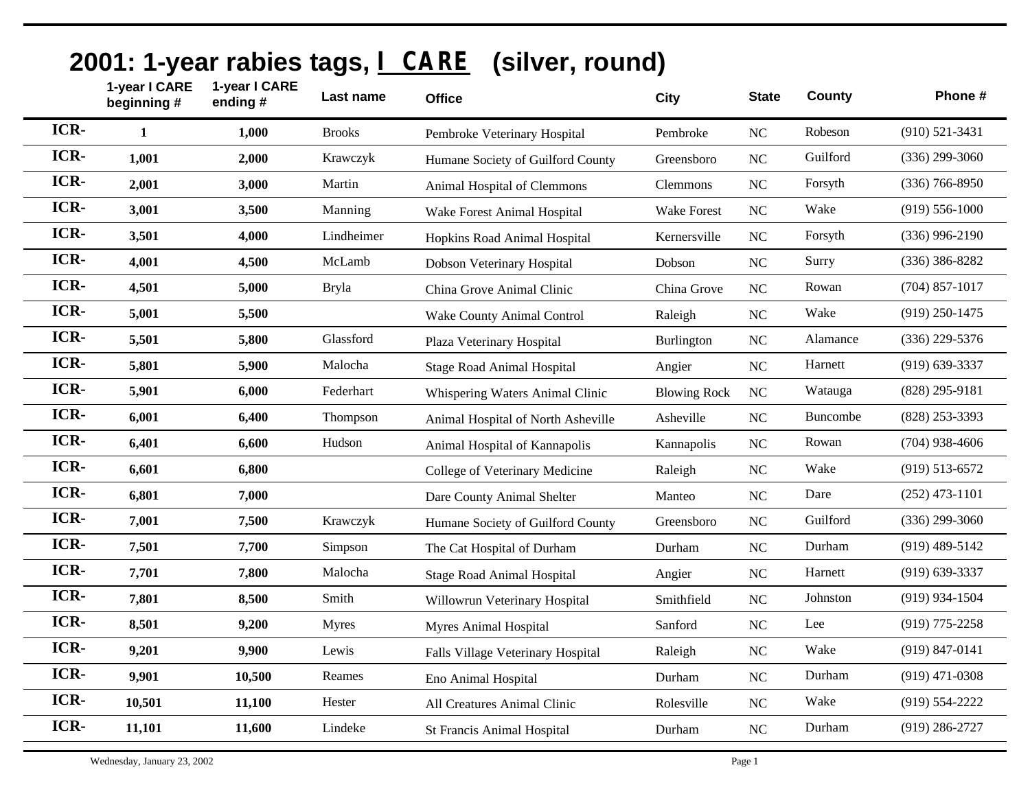# 2001: 1-year rabies tags, I CARE (silver, round)

| | 1-year I CARE beginning # | 1-year I CARE ending # | Last name | Office | City | State | County | Phone # |
|---|---|---|---|---|---|---|---|---|
| ICR- | 1 | 1,000 | Brooks | Pembroke Veterinary Hospital | Pembroke | NC | Robeson | (910) 521-3431 |
| ICR- | 1,001 | 2,000 | Krawczyk | Humane Society of Guilford County | Greensboro | NC | Guilford | (336) 299-3060 |
| ICR- | 2,001 | 3,000 | Martin | Animal Hospital of Clemmons | Clemmons | NC | Forsyth | (336) 766-8950 |
| ICR- | 3,001 | 3,500 | Manning | Wake Forest Animal Hospital | Wake Forest | NC | Wake | (919) 556-1000 |
| ICR- | 3,501 | 4,000 | Lindheimer | Hopkins Road Animal Hospital | Kernersville | NC | Forsyth | (336) 996-2190 |
| ICR- | 4,001 | 4,500 | McLamb | Dobson Veterinary Hospital | Dobson | NC | Surry | (336) 386-8282 |
| ICR- | 4,501 | 5,000 | Bryla | China Grove Animal Clinic | China Grove | NC | Rowan | (704) 857-1017 |
| ICR- | 5,001 | 5,500 | | Wake County Animal Control | Raleigh | NC | Wake | (919) 250-1475 |
| ICR- | 5,501 | 5,800 | Glassford | Plaza Veterinary Hospital | Burlington | NC | Alamance | (336) 229-5376 |
| ICR- | 5,801 | 5,900 | Malocha | Stage Road Animal Hospital | Angier | NC | Harnett | (919) 639-3337 |
| ICR- | 5,901 | 6,000 | Federhart | Whispering Waters Animal Clinic | Blowing Rock | NC | Watauga | (828) 295-9181 |
| ICR- | 6,001 | 6,400 | Thompson | Animal Hospital of North Asheville | Asheville | NC | Buncombe | (828) 253-3393 |
| ICR- | 6,401 | 6,600 | Hudson | Animal Hospital of Kannapolis | Kannapolis | NC | Rowan | (704) 938-4606 |
| ICR- | 6,601 | 6,800 | | College of Veterinary Medicine | Raleigh | NC | Wake | (919) 513-6572 |
| ICR- | 6,801 | 7,000 | | Dare County Animal Shelter | Manteo | NC | Dare | (252) 473-1101 |
| ICR- | 7,001 | 7,500 | Krawczyk | Humane Society of Guilford County | Greensboro | NC | Guilford | (336) 299-3060 |
| ICR- | 7,501 | 7,700 | Simpson | The Cat Hospital of Durham | Durham | NC | Durham | (919) 489-5142 |
| ICR- | 7,701 | 7,800 | Malocha | Stage Road Animal Hospital | Angier | NC | Harnett | (919) 639-3337 |
| ICR- | 7,801 | 8,500 | Smith | Willowrun Veterinary Hospital | Smithfield | NC | Johnston | (919) 934-1504 |
| ICR- | 8,501 | 9,200 | Myres | Myres Animal Hospital | Sanford | NC | Lee | (919) 775-2258 |
| ICR- | 9,201 | 9,900 | Lewis | Falls Village Veterinary Hospital | Raleigh | NC | Wake | (919) 847-0141 |
| ICR- | 9,901 | 10,500 | Reames | Eno Animal Hospital | Durham | NC | Durham | (919) 471-0308 |
| ICR- | 10,501 | 11,100 | Hester | All Creatures Animal Clinic | Rolesville | NC | Wake | (919) 554-2222 |
| ICR- | 11,101 | 11,600 | Lindeke | St Francis Animal Hospital | Durham | NC | Durham | (919) 286-2727 |

Wednesday, January 23, 2002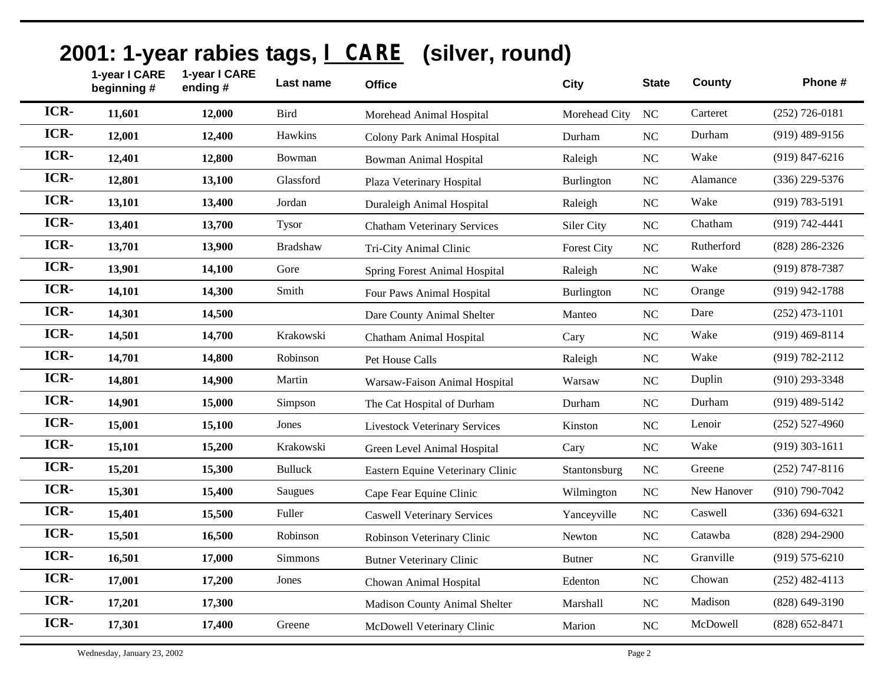# 2001: 1-year rabies tags, I CARE (silver, round)

| | 1-year I CARE beginning # | 1-year I CARE ending # | Last name | Office | City | State | County | Phone # |
|---|---|---|---|---|---|---|---|---|
| ICR- | 11,601 | 12,000 | Bird | Morehead Animal Hospital | Morehead City | NC | Carteret | (252) 726-0181 |
| ICR- | 12,001 | 12,400 | Hawkins | Colony Park Animal Hospital | Durham | NC | Durham | (919) 489-9156 |
| ICR- | 12,401 | 12,800 | Bowman | Bowman Animal Hospital | Raleigh | NC | Wake | (919) 847-6216 |
| ICR- | 12,801 | 13,100 | Glassford | Plaza Veterinary Hospital | Burlington | NC | Alamance | (336) 229-5376 |
| ICR- | 13,101 | 13,400 | Jordan | Duraleigh Animal Hospital | Raleigh | NC | Wake | (919) 783-5191 |
| ICR- | 13,401 | 13,700 | Tysor | Chatham Veterinary Services | Siler City | NC | Chatham | (919) 742-4441 |
| ICR- | 13,701 | 13,900 | Bradshaw | Tri-City Animal Clinic | Forest City | NC | Rutherford | (828) 286-2326 |
| ICR- | 13,901 | 14,100 | Gore | Spring Forest Animal Hospital | Raleigh | NC | Wake | (919) 878-7387 |
| ICR- | 14,101 | 14,300 | Smith | Four Paws Animal Hospital | Burlington | NC | Orange | (919) 942-1788 |
| ICR- | 14,301 | 14,500 | | Dare County Animal Shelter | Manteo | NC | Dare | (252) 473-1101 |
| ICR- | 14,501 | 14,700 | Krakowski | Chatham Animal Hospital | Cary | NC | Wake | (919) 469-8114 |
| ICR- | 14,701 | 14,800 | Robinson | Pet House Calls | Raleigh | NC | Wake | (919) 782-2112 |
| ICR- | 14,801 | 14,900 | Martin | Warsaw-Faison Animal Hospital | Warsaw | NC | Duplin | (910) 293-3348 |
| ICR- | 14,901 | 15,000 | Simpson | The Cat Hospital of Durham | Durham | NC | Durham | (919) 489-5142 |
| ICR- | 15,001 | 15,100 | Jones | Livestock Veterinary Services | Kinston | NC | Lenoir | (252) 527-4960 |
| ICR- | 15,101 | 15,200 | Krakowski | Green Level Animal Hospital | Cary | NC | Wake | (919) 303-1611 |
| ICR- | 15,201 | 15,300 | Bulluck | Eastern Equine Veterinary Clinic | Stantonsburg | NC | Greene | (252) 747-8116 |
| ICR- | 15,301 | 15,400 | Saugues | Cape Fear Equine Clinic | Wilmington | NC | New Hanover | (910) 790-7042 |
| ICR- | 15,401 | 15,500 | Fuller | Caswell Veterinary Services | Yanceyville | NC | Caswell | (336) 694-6321 |
| ICR- | 15,501 | 16,500 | Robinson | Robinson Veterinary Clinic | Newton | NC | Catawba | (828) 294-2900 |
| ICR- | 16,501 | 17,000 | Simmons | Butner Veterinary Clinic | Butner | NC | Granville | (919) 575-6210 |
| ICR- | 17,001 | 17,200 | Jones | Chowan Animal Hospital | Edenton | NC | Chowan | (252) 482-4113 |
| ICR- | 17,201 | 17,300 | | Madison County Animal Shelter | Marshall | NC | Madison | (828) 649-3190 |
| ICR- | 17,301 | 17,400 | Greene | McDowell Veterinary Clinic | Marion | NC | McDowell | (828) 652-8471 |

Wednesday, January 23, 2002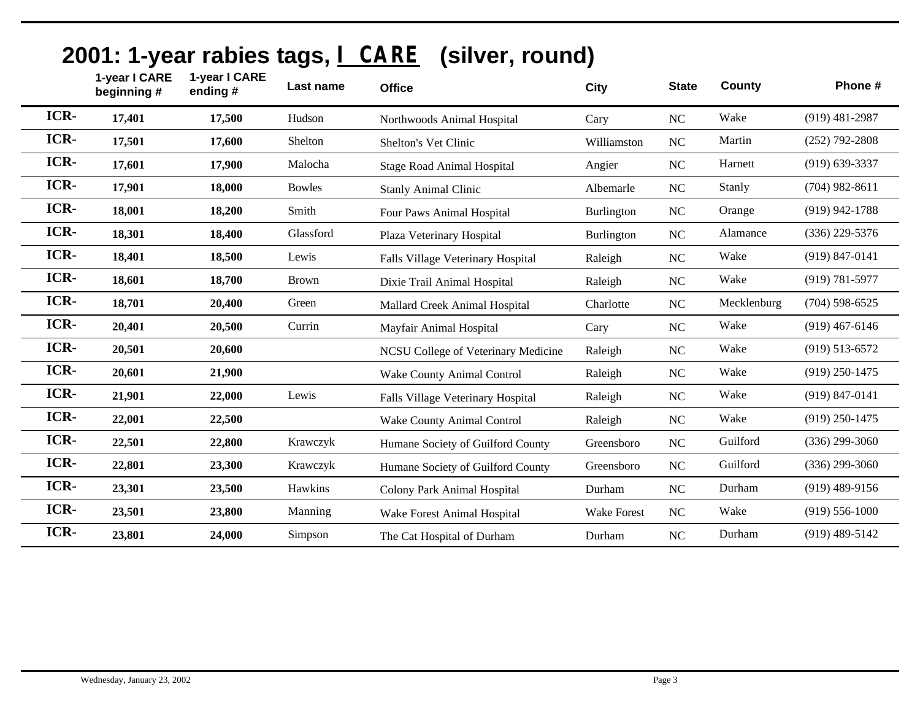# 2001: 1-year rabies tags, I CARE (silver, round)

| | 1-year I CARE beginning # | 1-year I CARE ending # | Last name | Office | City | State | County | Phone # |
|---|---|---|---|---|---|---|---|---|
| ICR- | 17,401 | 17,500 | Hudson | Northwoods Animal Hospital | Cary | NC | Wake | (919) 481-2987 |
| ICR- | 17,501 | 17,600 | Shelton | Shelton's Vet Clinic | Williamston | NC | Martin | (252) 792-2808 |
| ICR- | 17,601 | 17,900 | Malocha | Stage Road Animal Hospital | Angier | NC | Harnett | (919) 639-3337 |
| ICR- | 17,901 | 18,000 | Bowles | Stanly Animal Clinic | Albemarle | NC | Stanly | (704) 982-8611 |
| ICR- | 18,001 | 18,200 | Smith | Four Paws Animal Hospital | Burlington | NC | Orange | (919) 942-1788 |
| ICR- | 18,301 | 18,400 | Glassford | Plaza Veterinary Hospital | Burlington | NC | Alamance | (336) 229-5376 |
| ICR- | 18,401 | 18,500 | Lewis | Falls Village Veterinary Hospital | Raleigh | NC | Wake | (919) 847-0141 |
| ICR- | 18,601 | 18,700 | Brown | Dixie Trail Animal Hospital | Raleigh | NC | Wake | (919) 781-5977 |
| ICR- | 18,701 | 20,400 | Green | Mallard Creek Animal Hospital | Charlotte | NC | Mecklenburg | (704) 598-6525 |
| ICR- | 20,401 | 20,500 | Currin | Mayfair Animal Hospital | Cary | NC | Wake | (919) 467-6146 |
| ICR- | 20,501 | 20,600 | | NCSU College of Veterinary Medicine | Raleigh | NC | Wake | (919) 513-6572 |
| ICR- | 20,601 | 21,900 | | Wake County Animal Control | Raleigh | NC | Wake | (919) 250-1475 |
| ICR- | 21,901 | 22,000 | Lewis | Falls Village Veterinary Hospital | Raleigh | NC | Wake | (919) 847-0141 |
| ICR- | 22,001 | 22,500 | | Wake County Animal Control | Raleigh | NC | Wake | (919) 250-1475 |
| ICR- | 22,501 | 22,800 | Krawczyk | Humane Society of Guilford County | Greensboro | NC | Guilford | (336) 299-3060 |
| ICR- | 22,801 | 23,300 | Krawczyk | Humane Society of Guilford County | Greensboro | NC | Guilford | (336) 299-3060 |
| ICR- | 23,301 | 23,500 | Hawkins | Colony Park Animal Hospital | Durham | NC | Durham | (919) 489-9156 |
| ICR- | 23,501 | 23,800 | Manning | Wake Forest Animal Hospital | Wake Forest | NC | Wake | (919) 556-1000 |
| ICR- | 23,801 | 24,000 | Simpson | The Cat Hospital of Durham | Durham | NC | Durham | (919) 489-5142 |